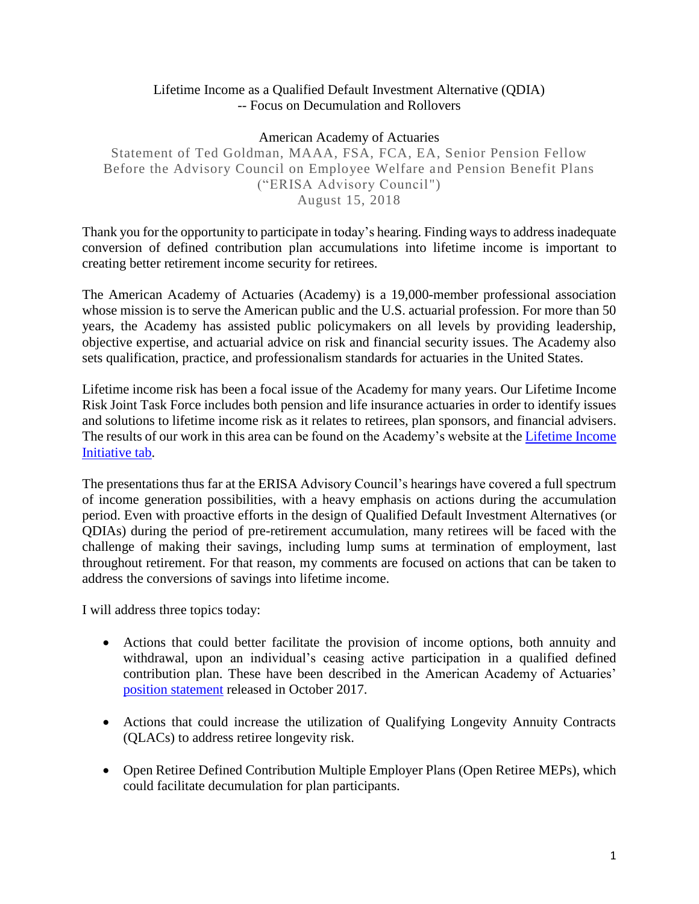Lifetime Income as a Qualified Default Investment Alternative (QDIA)
-- Focus on Decumulation and Rollovers

American Academy of Actuaries

Statement of Ted Goldman, MAAA, FSA, FCA, EA, Senior Pension Fellow
Before the Advisory Council on Employee Welfare and Pension Benefit Plans
("ERISA Advisory Council")
August 15, 2018

Thank you for the opportunity to participate in today's hearing. Finding ways to address inadequate conversion of defined contribution plan accumulations into lifetime income is important to creating better retirement income security for retirees.

The American Academy of Actuaries (Academy) is a 19,000-member professional association whose mission is to serve the American public and the U.S. actuarial profession. For more than 50 years, the Academy has assisted public policymakers on all levels by providing leadership, objective expertise, and actuarial advice on risk and financial security issues. The Academy also sets qualification, practice, and professionalism standards for actuaries in the United States.

Lifetime income risk has been a focal issue of the Academy for many years. Our Lifetime Income Risk Joint Task Force includes both pension and life insurance actuaries in order to identify issues and solutions to lifetime income risk as it relates to retirees, plan sponsors, and financial advisers. The results of our work in this area can be found on the Academy's website at the Lifetime Income Initiative tab.

The presentations thus far at the ERISA Advisory Council's hearings have covered a full spectrum of income generation possibilities, with a heavy emphasis on actions during the accumulation period. Even with proactive efforts in the design of Qualified Default Investment Alternatives (or QDIAs) during the period of pre-retirement accumulation, many retirees will be faced with the challenge of making their savings, including lump sums at termination of employment, last throughout retirement. For that reason, my comments are focused on actions that can be taken to address the conversions of savings into lifetime income.

I will address three topics today:

- Actions that could better facilitate the provision of income options, both annuity and withdrawal, upon an individual's ceasing active participation in a qualified defined contribution plan. These have been described in the American Academy of Actuaries' position statement released in October 2017.

- Actions that could increase the utilization of Qualifying Longevity Annuity Contracts (QLACs) to address retiree longevity risk.

- Open Retiree Defined Contribution Multiple Employer Plans (Open Retiree MEPs), which could facilitate decumulation for plan participants.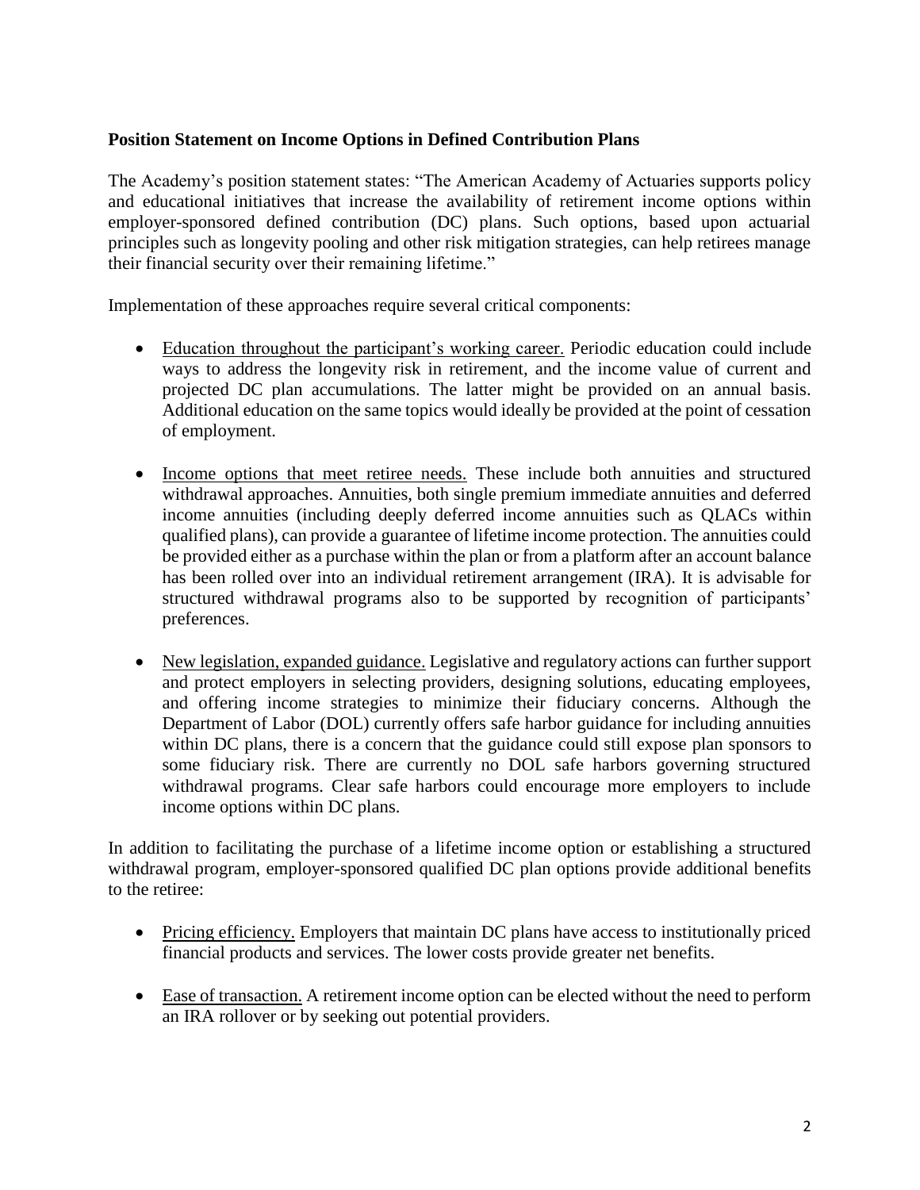**Position Statement on Income Options in Defined Contribution Plans**

The Academy's position statement states: "The American Academy of Actuaries supports policy and educational initiatives that increase the availability of retirement income options within employer-sponsored defined contribution (DC) plans. Such options, based upon actuarial principles such as longevity pooling and other risk mitigation strategies, can help retirees manage their financial security over their remaining lifetime."

Implementation of these approaches require several critical components:

- Education throughout the participant's working career. Periodic education could include ways to address the longevity risk in retirement, and the income value of current and projected DC plan accumulations. The latter might be provided on an annual basis. Additional education on the same topics would ideally be provided at the point of cessation of employment.

- Income options that meet retiree needs. These include both annuities and structured withdrawal approaches. Annuities, both single premium immediate annuities and deferred income annuities (including deeply deferred income annuities such as QLACs within qualified plans), can provide a guarantee of lifetime income protection. The annuities could be provided either as a purchase within the plan or from a platform after an account balance has been rolled over into an individual retirement arrangement (IRA). It is advisable for structured withdrawal programs also to be supported by recognition of participants' preferences.

- New legislation, expanded guidance. Legislative and regulatory actions can further support and protect employers in selecting providers, designing solutions, educating employees, and offering income strategies to minimize their fiduciary concerns. Although the Department of Labor (DOL) currently offers safe harbor guidance for including annuities within DC plans, there is a concern that the guidance could still expose plan sponsors to some fiduciary risk. There are currently no DOL safe harbors governing structured withdrawal programs. Clear safe harbors could encourage more employers to include income options within DC plans.

In addition to facilitating the purchase of a lifetime income option or establishing a structured withdrawal program, employer-sponsored qualified DC plan options provide additional benefits to the retiree:

- Pricing efficiency. Employers that maintain DC plans have access to institutionally priced financial products and services. The lower costs provide greater net benefits.

- Ease of transaction. A retirement income option can be elected without the need to perform an IRA rollover or by seeking out potential providers.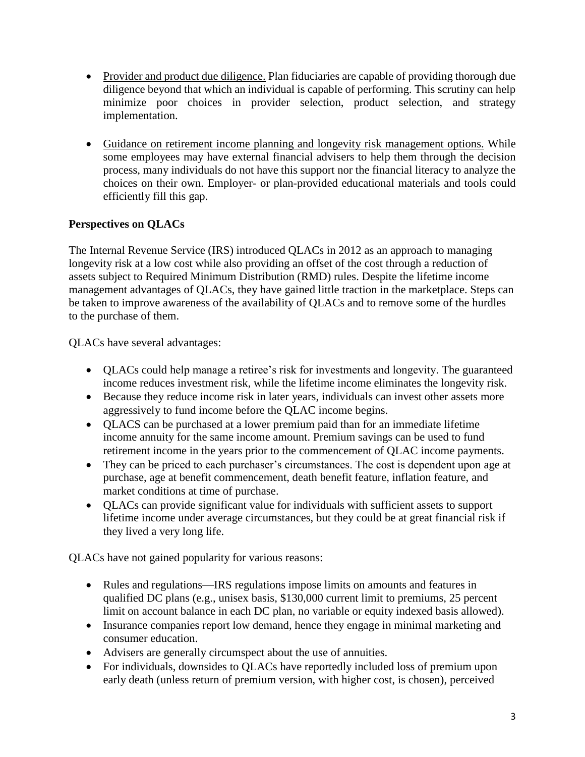- Provider and product due diligence. Plan fiduciaries are capable of providing thorough due diligence beyond that which an individual is capable of performing. This scrutiny can help minimize poor choices in provider selection, product selection, and strategy implementation.

- Guidance on retirement income planning and longevity risk management options. While some employees may have external financial advisers to help them through the decision process, many individuals do not have this support nor the financial literacy to analyze the choices on their own. Employer- or plan-provided educational materials and tools could efficiently fill this gap.

**Perspectives on QLACs**

The Internal Revenue Service (IRS) introduced QLACs in 2012 as an approach to managing longevity risk at a low cost while also providing an offset of the cost through a reduction of assets subject to Required Minimum Distribution (RMD) rules. Despite the lifetime income management advantages of QLACs, they have gained little traction in the marketplace. Steps can be taken to improve awareness of the availability of QLACs and to remove some of the hurdles to the purchase of them.

QLACs have several advantages:

- QLACs could help manage a retiree's risk for investments and longevity. The guaranteed income reduces investment risk, while the lifetime income eliminates the longevity risk.
- Because they reduce income risk in later years, individuals can invest other assets more aggressively to fund income before the QLAC income begins.
- QLACS can be purchased at a lower premium paid than for an immediate lifetime income annuity for the same income amount. Premium savings can be used to fund retirement income in the years prior to the commencement of QLAC income payments.
- They can be priced to each purchaser's circumstances. The cost is dependent upon age at purchase, age at benefit commencement, death benefit feature, inflation feature, and market conditions at time of purchase.
- QLACs can provide significant value for individuals with sufficient assets to support lifetime income under average circumstances, but they could be at great financial risk if they lived a very long life.

QLACs have not gained popularity for various reasons:

- Rules and regulations—IRS regulations impose limits on amounts and features in qualified DC plans (e.g., unisex basis, $130,000 current limit to premiums, 25 percent limit on account balance in each DC plan, no variable or equity indexed basis allowed).
- Insurance companies report low demand, hence they engage in minimal marketing and consumer education.
- Advisers are generally circumspect about the use of annuities.
- For individuals, downsides to QLACs have reportedly included loss of premium upon early death (unless return of premium version, with higher cost, is chosen), perceived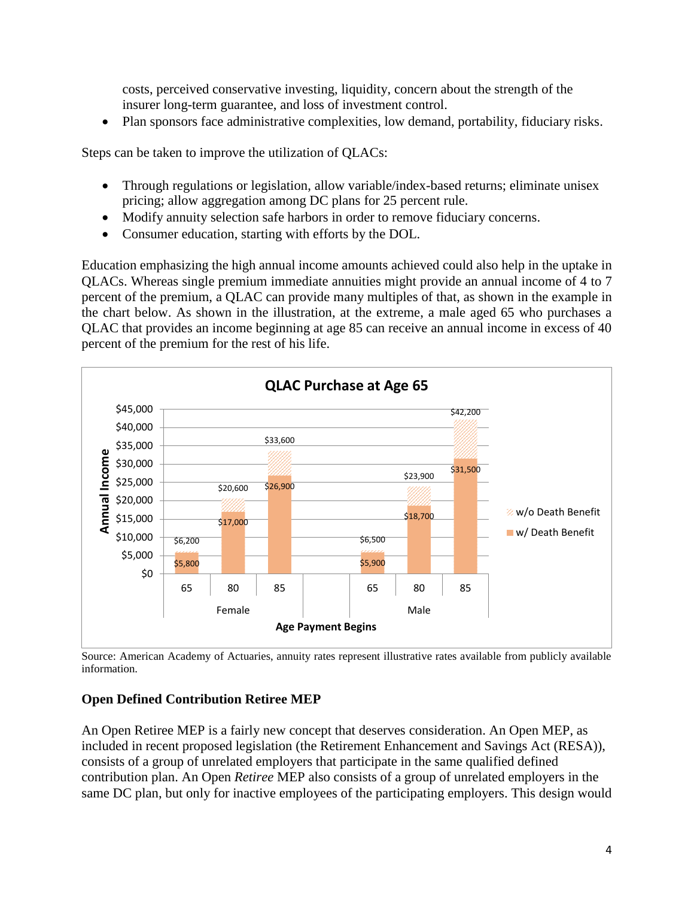costs, perceived conservative investing, liquidity, concern about the strength of the insurer long-term guarantee, and loss of investment control.

- Plan sponsors face administrative complexities, low demand, portability, fiduciary risks.

Steps can be taken to improve the utilization of QLACs:

- Through regulations or legislation, allow variable/index-based returns; eliminate unisex pricing; allow aggregation among DC plans for 25 percent rule.
- Modify annuity selection safe harbors in order to remove fiduciary concerns.
- Consumer education, starting with efforts by the DOL.

Education emphasizing the high annual income amounts achieved could also help in the uptake in QLACs. Whereas single premium immediate annuities might provide an annual income of 4 to 7 percent of the premium, a QLAC can provide many multiples of that, as shown in the example in the chart below. As shown in the illustration, at the extreme, a male aged 65 who purchases a QLAC that provides an income beginning at age 85 can receive an annual income in excess of 40 percent of the premium for the rest of his life.

**QLAC Purchase at Age 65**

| Sex | Age Payment Begins | Annual Income w/ Death Benefit | Annual Income w/o Death Benefit |
|---|---|---|---|
| Female | 65 | $5,800 | $6,200 |
| Female | 80 | $17,000 | $20,600 |
| Female | 85 | $26,900 | $33,600 |
| Male | 65 | $5,900 | $6,500 |
| Male | 80 | $18,700 | $23,900 |
| Male | 85 | $31,500 | $42,200 |

Source: American Academy of Actuaries, annuity rates represent illustrative rates available from publicly available information.

### Open Defined Contribution Retiree MEP

An Open Retiree MEP is a fairly new concept that deserves consideration. An Open MEP, as included in recent proposed legislation (the Retirement Enhancement and Savings Act (RESA)), consists of a group of unrelated employers that participate in the same qualified defined contribution plan. An Open *Retiree* MEP also consists of a group of unrelated employers in the same DC plan, but only for inactive employees of the participating employers. This design would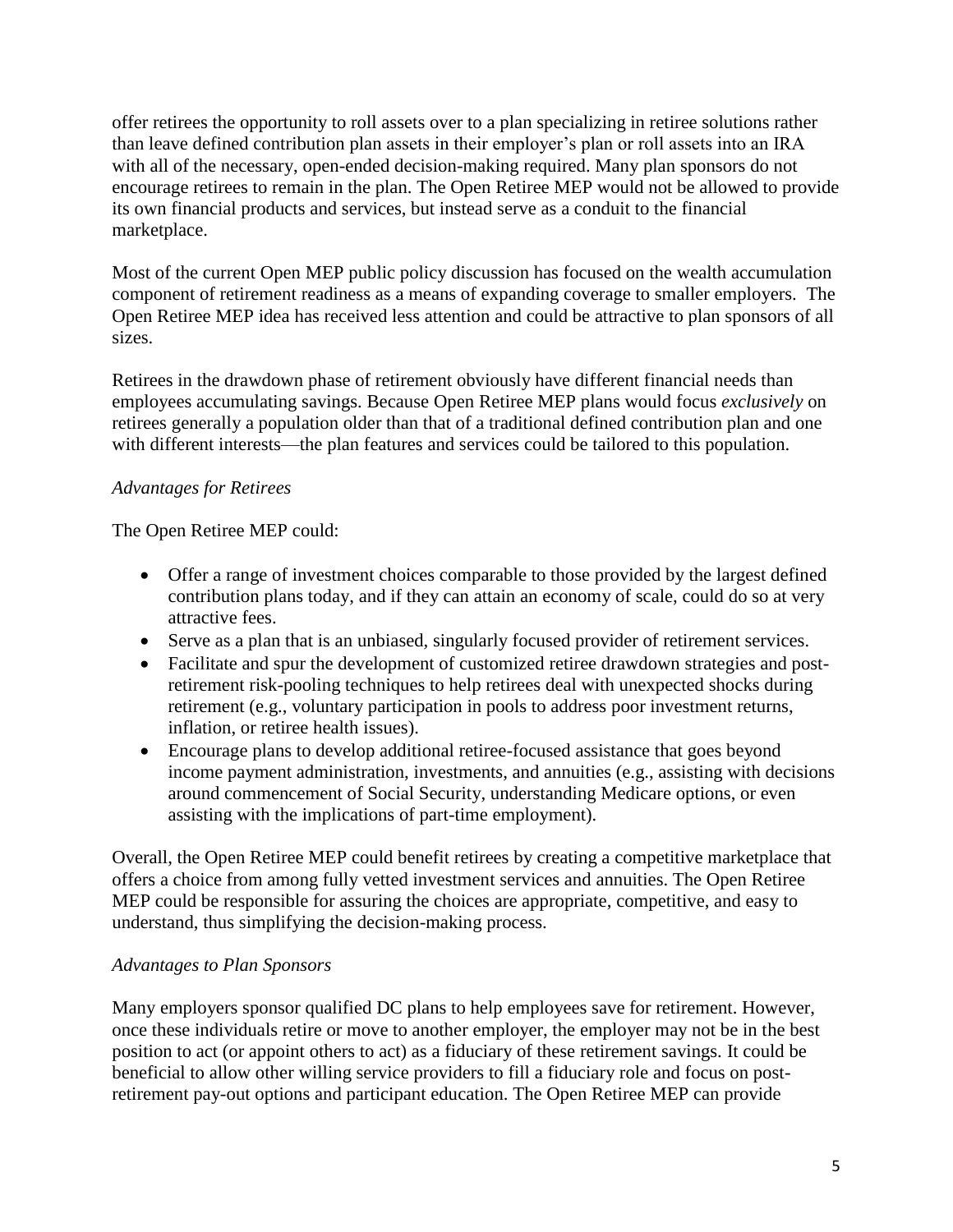offer retirees the opportunity to roll assets over to a plan specializing in retiree solutions rather than leave defined contribution plan assets in their employer's plan or roll assets into an IRA with all of the necessary, open-ended decision-making required. Many plan sponsors do not encourage retirees to remain in the plan. The Open Retiree MEP would not be allowed to provide its own financial products and services, but instead serve as a conduit to the financial marketplace.

Most of the current Open MEP public policy discussion has focused on the wealth accumulation component of retirement readiness as a means of expanding coverage to smaller employers. The Open Retiree MEP idea has received less attention and could be attractive to plan sponsors of all sizes.

Retirees in the drawdown phase of retirement obviously have different financial needs than employees accumulating savings. Because Open Retiree MEP plans would focus *exclusively* on retirees generally a population older than that of a traditional defined contribution plan and one with different interests—the plan features and services could be tailored to this population.

*Advantages for Retirees*

The Open Retiree MEP could:

- Offer a range of investment choices comparable to those provided by the largest defined contribution plans today, and if they can attain an economy of scale, could do so at very attractive fees.
- Serve as a plan that is an unbiased, singularly focused provider of retirement services.
- Facilitate and spur the development of customized retiree drawdown strategies and post-retirement risk-pooling techniques to help retirees deal with unexpected shocks during retirement (e.g., voluntary participation in pools to address poor investment returns, inflation, or retiree health issues).
- Encourage plans to develop additional retiree-focused assistance that goes beyond income payment administration, investments, and annuities (e.g., assisting with decisions around commencement of Social Security, understanding Medicare options, or even assisting with the implications of part-time employment).

Overall, the Open Retiree MEP could benefit retirees by creating a competitive marketplace that offers a choice from among fully vetted investment services and annuities. The Open Retiree MEP could be responsible for assuring the choices are appropriate, competitive, and easy to understand, thus simplifying the decision-making process.

*Advantages to Plan Sponsors*

Many employers sponsor qualified DC plans to help employees save for retirement. However, once these individuals retire or move to another employer, the employer may not be in the best position to act (or appoint others to act) as a fiduciary of these retirement savings. It could be beneficial to allow other willing service providers to fill a fiduciary role and focus on post-retirement pay-out options and participant education. The Open Retiree MEP can provide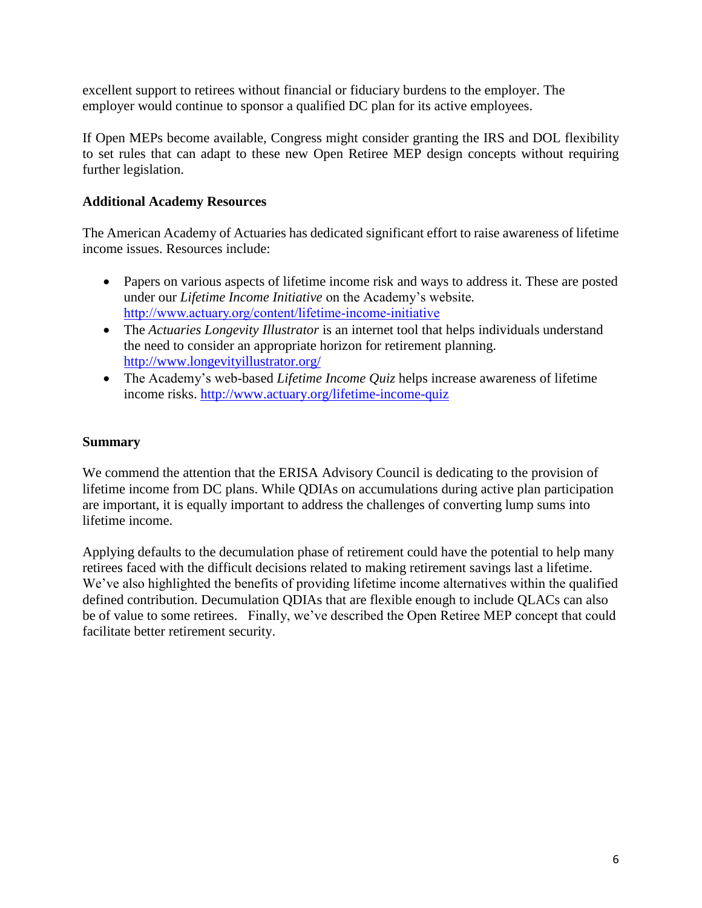excellent support to retirees without financial or fiduciary burdens to the employer. The employer would continue to sponsor a qualified DC plan for its active employees.

If Open MEPs become available, Congress might consider granting the IRS and DOL flexibility to set rules that can adapt to these new Open Retiree MEP design concepts without requiring further legislation.

**Additional Academy Resources**

The American Academy of Actuaries has dedicated significant effort to raise awareness of lifetime income issues. Resources include:

- Papers on various aspects of lifetime income risk and ways to address it. These are posted under our *Lifetime Income Initiative* on the Academy's website. http://www.actuary.org/content/lifetime-income-initiative
- The *Actuaries Longevity Illustrator* is an internet tool that helps individuals understand the need to consider an appropriate horizon for retirement planning. http://www.longevityillustrator.org/
- The Academy's web-based *Lifetime Income Quiz* helps increase awareness of lifetime income risks. http://www.actuary.org/lifetime-income-quiz

**Summary**

We commend the attention that the ERISA Advisory Council is dedicating to the provision of lifetime income from DC plans. While QDIAs on accumulations during active plan participation are important, it is equally important to address the challenges of converting lump sums into lifetime income.

Applying defaults to the decumulation phase of retirement could have the potential to help many retirees faced with the difficult decisions related to making retirement savings last a lifetime. We've also highlighted the benefits of providing lifetime income alternatives within the qualified defined contribution. Decumulation QDIAs that are flexible enough to include QLACs can also be of value to some retirees. Finally, we've described the Open Retiree MEP concept that could facilitate better retirement security.